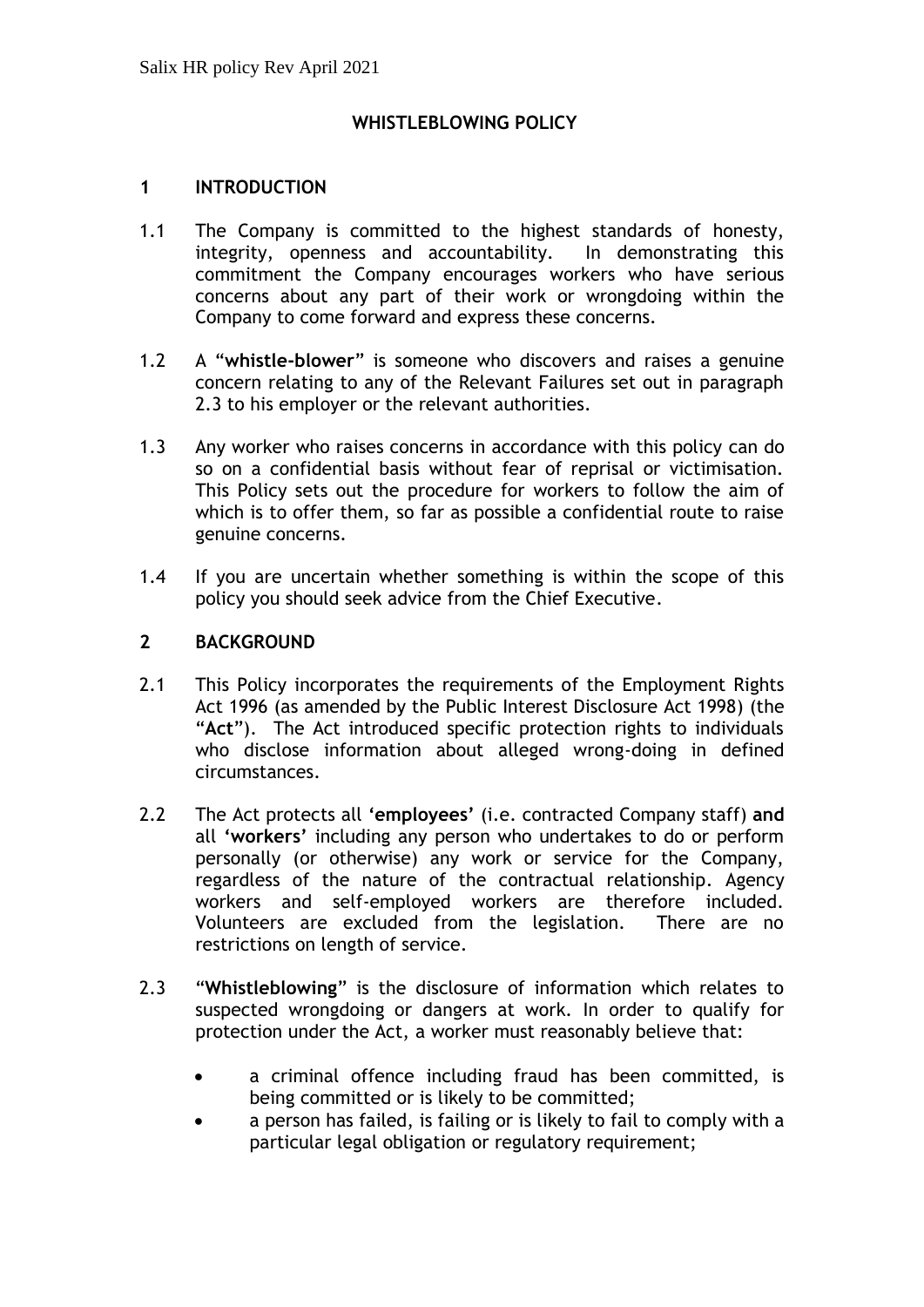# WHISTLEBLOWING POLICY

## 1 INTRODUCTION

1.1 The Company is committed to the highest standards of honesty, integrity, openness and accountability. In demonstrating this commitment the Company encourages workers who have serious concerns about any part of their work or wrongdoing within the Company to come forward and express these concerns.

1.2 A "**whistle-blower**" is someone who discovers and raises a genuine concern relating to any of the Relevant Failures set out in paragraph 2.3 to his employer or the relevant authorities.

1.3 Any worker who raises concerns in accordance with this policy can do so on a confidential basis without fear of reprisal or victimisation. This Policy sets out the procedure for workers to follow the aim of which is to offer them, so far as possible a confidential route to raise genuine concerns.

1.4 If you are uncertain whether something is within the scope of this policy you should seek advice from the Chief Executive.

## 2 BACKGROUND

2.1 This Policy incorporates the requirements of the Employment Rights Act 1996 (as amended by the Public Interest Disclosure Act 1998) (the "**Act**"). The Act introduced specific protection rights to individuals who disclose information about alleged wrong-doing in defined circumstances.

2.2 The Act protects all **'employees'** (i.e. contracted Company staff) **and** all **'workers'** including any person who undertakes to do or perform personally (or otherwise) any work or service for the Company, regardless of the nature of the contractual relationship. Agency workers and self-employed workers are therefore included. Volunteers are excluded from the legislation. There are no restrictions on length of service.

2.3 "**Whistleblowing**" is the disclosure of information which relates to suspected wrongdoing or dangers at work. In order to qualify for protection under the Act, a worker must reasonably believe that:

- a criminal offence including fraud has been committed, is being committed or is likely to be committed;
- a person has failed, is failing or is likely to fail to comply with a particular legal obligation or regulatory requirement;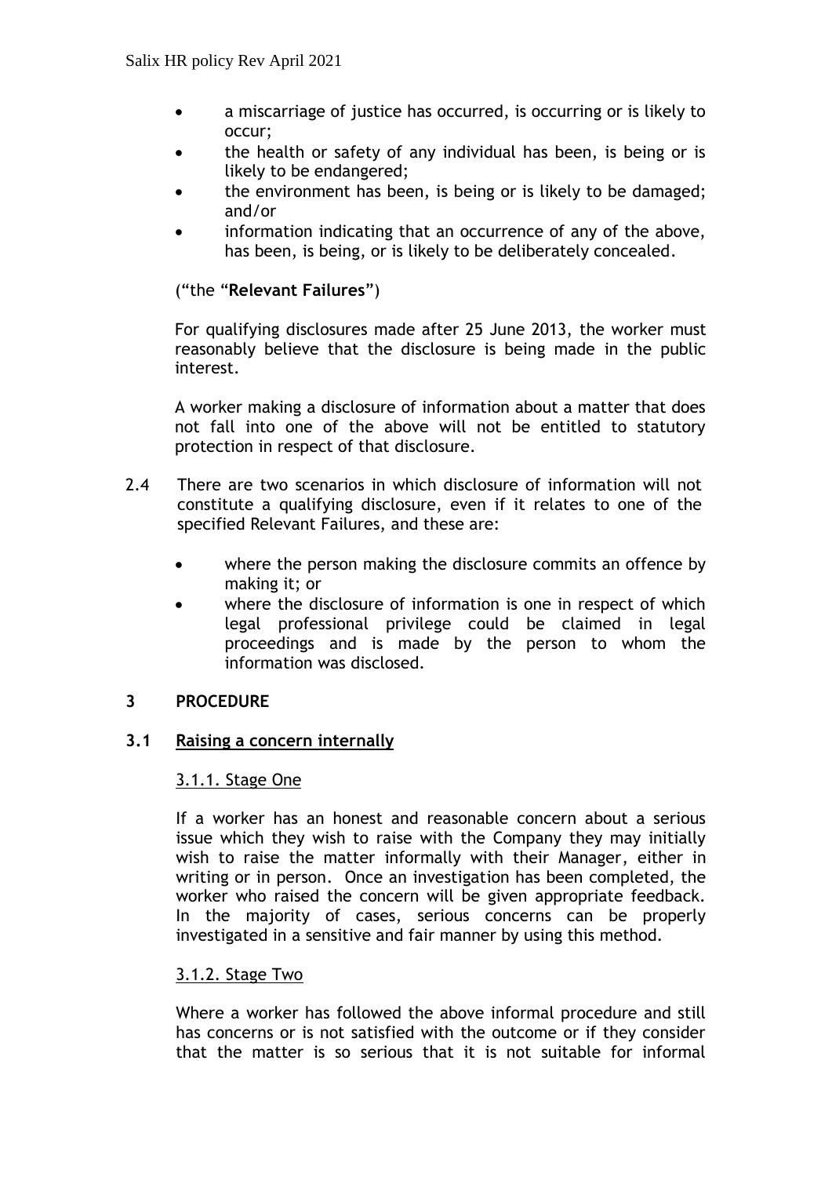- a miscarriage of justice has occurred, is occurring or is likely to occur;
- the health or safety of any individual has been, is being or is likely to be endangered;
- the environment has been, is being or is likely to be damaged; and/or
- information indicating that an occurrence of any of the above, has been, is being, or is likely to be deliberately concealed.

("the "**Relevant Failures**")

For qualifying disclosures made after 25 June 2013, the worker must reasonably believe that the disclosure is being made in the public interest.

A worker making a disclosure of information about a matter that does not fall into one of the above will not be entitled to statutory protection in respect of that disclosure.

2.4 There are two scenarios in which disclosure of information will not constitute a qualifying disclosure, even if it relates to one of the specified Relevant Failures, and these are:

- where the person making the disclosure commits an offence by making it; or
- where the disclosure of information is one in respect of which legal professional privilege could be claimed in legal proceedings and is made by the person to whom the information was disclosed.

## 3 PROCEDURE

### 3.1 Raising a concern internally

#### 3.1.1. Stage One

If a worker has an honest and reasonable concern about a serious issue which they wish to raise with the Company they may initially wish to raise the matter informally with their Manager, either in writing or in person. Once an investigation has been completed, the worker who raised the concern will be given appropriate feedback. In the majority of cases, serious concerns can be properly investigated in a sensitive and fair manner by using this method.

#### 3.1.2. Stage Two

Where a worker has followed the above informal procedure and still has concerns or is not satisfied with the outcome or if they consider that the matter is so serious that it is not suitable for informal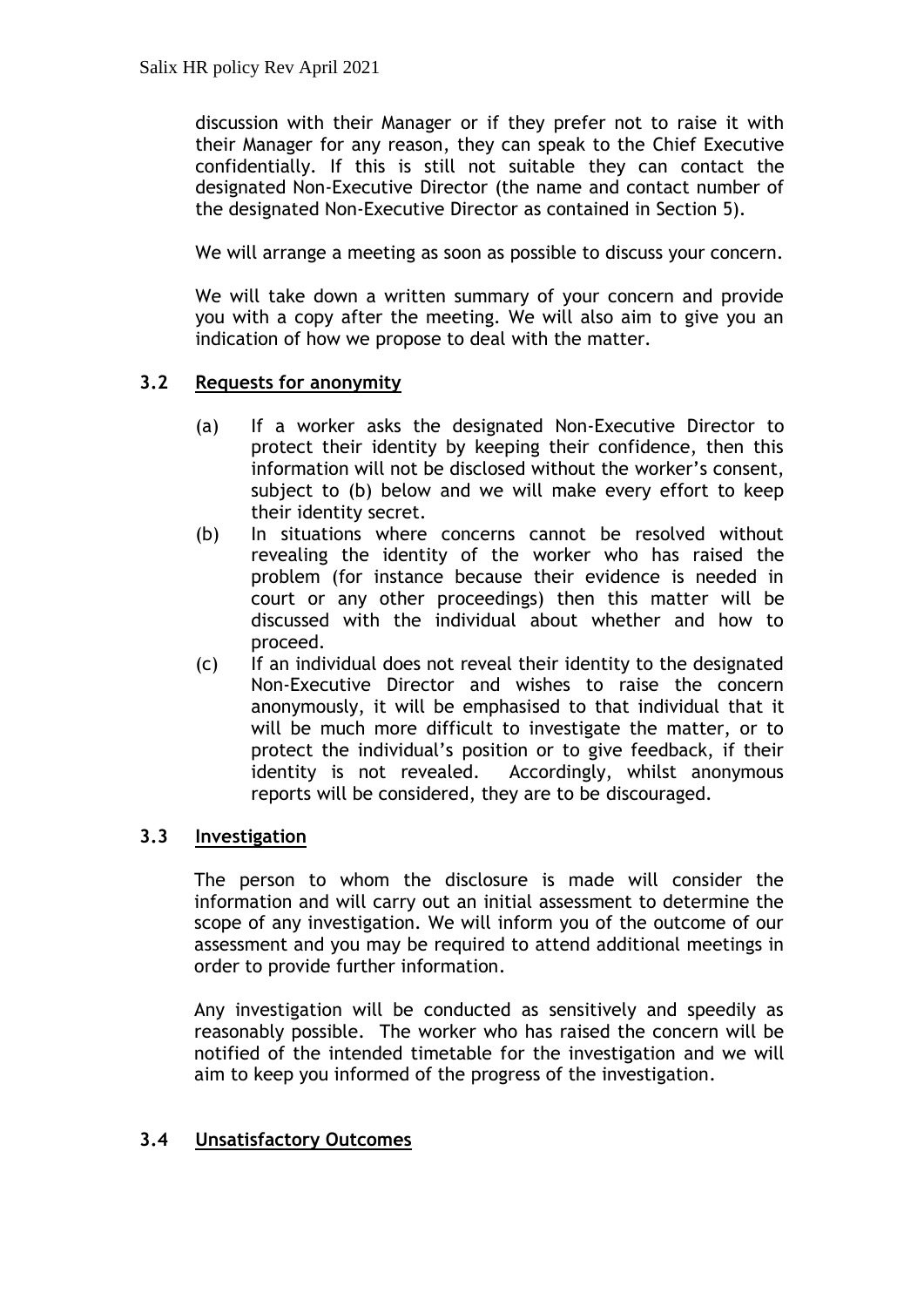discussion with their Manager or if they prefer not to raise it with their Manager for any reason, they can speak to the Chief Executive confidentially. If this is still not suitable they can contact the designated Non-Executive Director (the name and contact number of the designated Non-Executive Director as contained in Section 5).

We will arrange a meeting as soon as possible to discuss your concern.

We will take down a written summary of your concern and provide you with a copy after the meeting. We will also aim to give you an indication of how we propose to deal with the matter.

### 3.2 Requests for anonymity

(a) If a worker asks the designated Non-Executive Director to protect their identity by keeping their confidence, then this information will not be disclosed without the worker's consent, subject to (b) below and we will make every effort to keep their identity secret.

(b) In situations where concerns cannot be resolved without revealing the identity of the worker who has raised the problem (for instance because their evidence is needed in court or any other proceedings) then this matter will be discussed with the individual about whether and how to proceed.

(c) If an individual does not reveal their identity to the designated Non-Executive Director and wishes to raise the concern anonymously, it will be emphasised to that individual that it will be much more difficult to investigate the matter, or to protect the individual's position or to give feedback, if their identity is not revealed. Accordingly, whilst anonymous reports will be considered, they are to be discouraged.

### 3.3 Investigation

The person to whom the disclosure is made will consider the information and will carry out an initial assessment to determine the scope of any investigation. We will inform you of the outcome of our assessment and you may be required to attend additional meetings in order to provide further information.

Any investigation will be conducted as sensitively and speedily as reasonably possible. The worker who has raised the concern will be notified of the intended timetable for the investigation and we will aim to keep you informed of the progress of the investigation.

### 3.4 Unsatisfactory Outcomes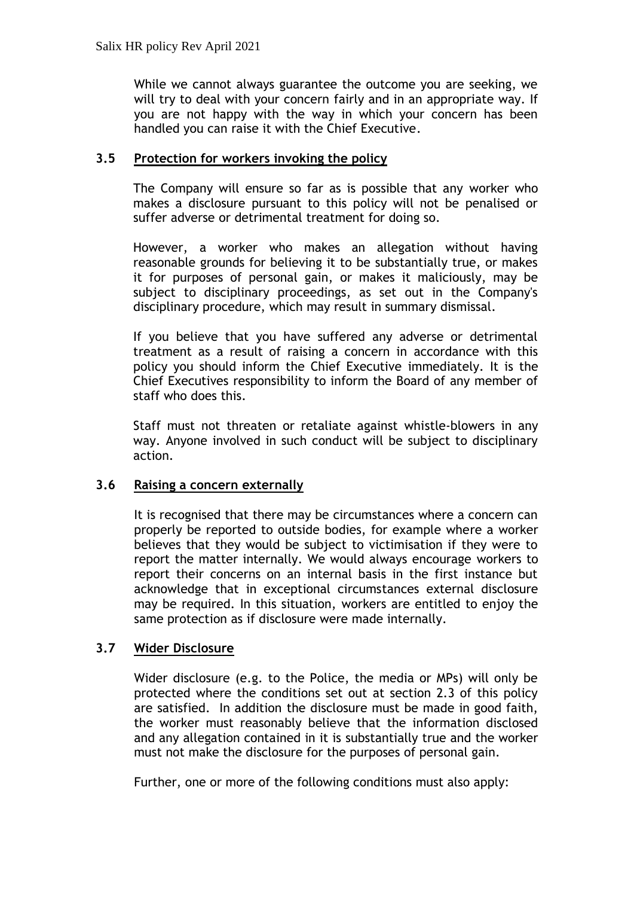While we cannot always guarantee the outcome you are seeking, we will try to deal with your concern fairly and in an appropriate way. If you are not happy with the way in which your concern has been handled you can raise it with the Chief Executive.

### 3.5 Protection for workers invoking the policy

The Company will ensure so far as is possible that any worker who makes a disclosure pursuant to this policy will not be penalised or suffer adverse or detrimental treatment for doing so.

However, a worker who makes an allegation without having reasonable grounds for believing it to be substantially true, or makes it for purposes of personal gain, or makes it maliciously, may be subject to disciplinary proceedings, as set out in the Company's disciplinary procedure, which may result in summary dismissal.

If you believe that you have suffered any adverse or detrimental treatment as a result of raising a concern in accordance with this policy you should inform the Chief Executive immediately. It is the Chief Executives responsibility to inform the Board of any member of staff who does this.

Staff must not threaten or retaliate against whistle-blowers in any way. Anyone involved in such conduct will be subject to disciplinary action.

### 3.6 Raising a concern externally

It is recognised that there may be circumstances where a concern can properly be reported to outside bodies, for example where a worker believes that they would be subject to victimisation if they were to report the matter internally. We would always encourage workers to report their concerns on an internal basis in the first instance but acknowledge that in exceptional circumstances external disclosure may be required. In this situation, workers are entitled to enjoy the same protection as if disclosure were made internally.

### 3.7 Wider Disclosure

Wider disclosure (e.g. to the Police, the media or MPs) will only be protected where the conditions set out at section 2.3 of this policy are satisfied. In addition the disclosure must be made in good faith, the worker must reasonably believe that the information disclosed and any allegation contained in it is substantially true and the worker must not make the disclosure for the purposes of personal gain.

Further, one or more of the following conditions must also apply: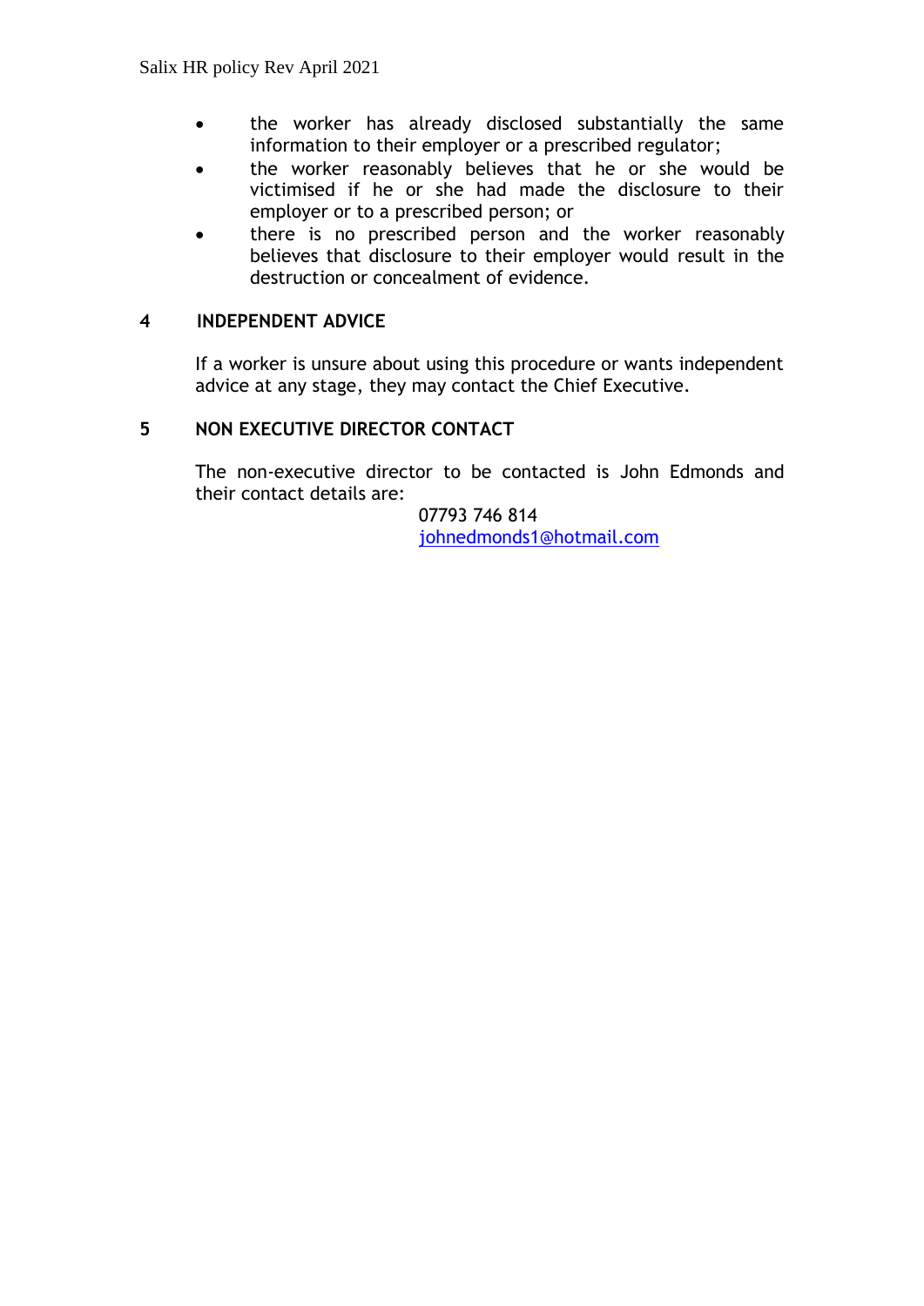- the worker has already disclosed substantially the same information to their employer or a prescribed regulator;
- the worker reasonably believes that he or she would be victimised if he or she had made the disclosure to their employer or to a prescribed person; or
- there is no prescribed person and the worker reasonably believes that disclosure to their employer would result in the destruction or concealment of evidence.

## 4 INDEPENDENT ADVICE

If a worker is unsure about using this procedure or wants independent advice at any stage, they may contact the Chief Executive.

## 5 NON EXECUTIVE DIRECTOR CONTACT

The non-executive director to be contacted is John Edmonds and their contact details are:

07793 746 814
johnedmonds1@hotmail.com